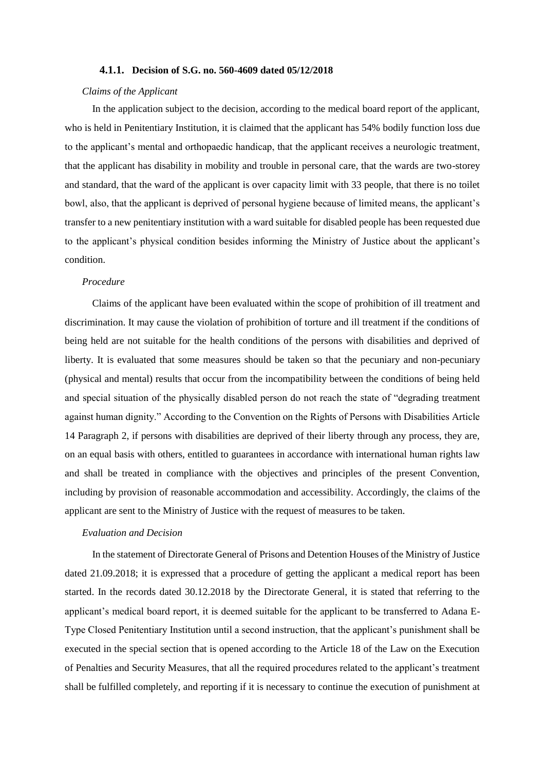#### 4.1.1. Decision of S.G. no. 560-4609 dated 05/12/2018

*Claims of the Applicant*

In the application subject to the decision, according to the medical board report of the applicant, who is held in Penitentiary Institution, it is claimed that the applicant has 54% bodily function loss due to the applicant's mental and orthopaedic handicap, that the applicant receives a neurologic treatment, that the applicant has disability in mobility and trouble in personal care, that the wards are two-storey and standard, that the ward of the applicant is over capacity limit with 33 people, that there is no toilet bowl, also, that the applicant is deprived of personal hygiene because of limited means, the applicant's transfer to a new penitentiary institution with a ward suitable for disabled people has been requested due to the applicant's physical condition besides informing the Ministry of Justice about the applicant's condition.

*Procedure*

Claims of the applicant have been evaluated within the scope of prohibition of ill treatment and discrimination. It may cause the violation of prohibition of torture and ill treatment if the conditions of being held are not suitable for the health conditions of the persons with disabilities and deprived of liberty. It is evaluated that some measures should be taken so that the pecuniary and non-pecuniary (physical and mental) results that occur from the incompatibility between the conditions of being held and special situation of the physically disabled person do not reach the state of "degrading treatment against human dignity." According to the Convention on the Rights of Persons with Disabilities Article 14 Paragraph 2, if persons with disabilities are deprived of their liberty through any process, they are, on an equal basis with others, entitled to guarantees in accordance with international human rights law and shall be treated in compliance with the objectives and principles of the present Convention, including by provision of reasonable accommodation and accessibility. Accordingly, the claims of the applicant are sent to the Ministry of Justice with the request of measures to be taken.

*Evaluation and Decision*

In the statement of Directorate General of Prisons and Detention Houses of the Ministry of Justice dated 21.09.2018; it is expressed that a procedure of getting the applicant a medical report has been started. In the records dated 30.12.2018 by the Directorate General, it is stated that referring to the applicant's medical board report, it is deemed suitable for the applicant to be transferred to Adana E-Type Closed Penitentiary Institution until a second instruction, that the applicant's punishment shall be executed in the special section that is opened according to the Article 18 of the Law on the Execution of Penalties and Security Measures, that all the required procedures related to the applicant's treatment shall be fulfilled completely, and reporting if it is necessary to continue the execution of punishment at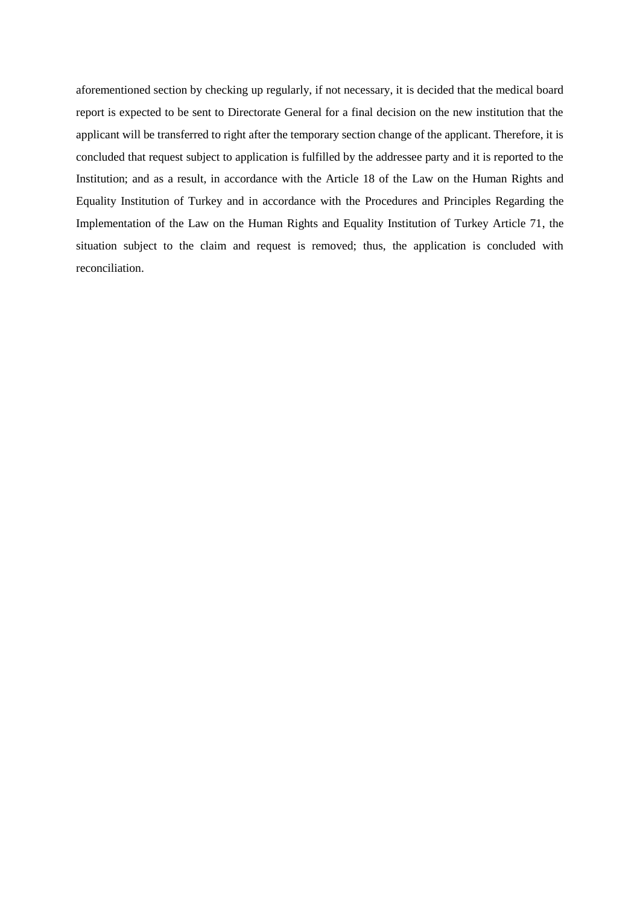aforementioned section by checking up regularly, if not necessary, it is decided that the medical board report is expected to be sent to Directorate General for a final decision on the new institution that the applicant will be transferred to right after the temporary section change of the applicant. Therefore, it is concluded that request subject to application is fulfilled by the addressee party and it is reported to the Institution; and as a result, in accordance with the Article 18 of the Law on the Human Rights and Equality Institution of Turkey and in accordance with the Procedures and Principles Regarding the Implementation of the Law on the Human Rights and Equality Institution of Turkey Article 71, the situation subject to the claim and request is removed; thus, the application is concluded with reconciliation.